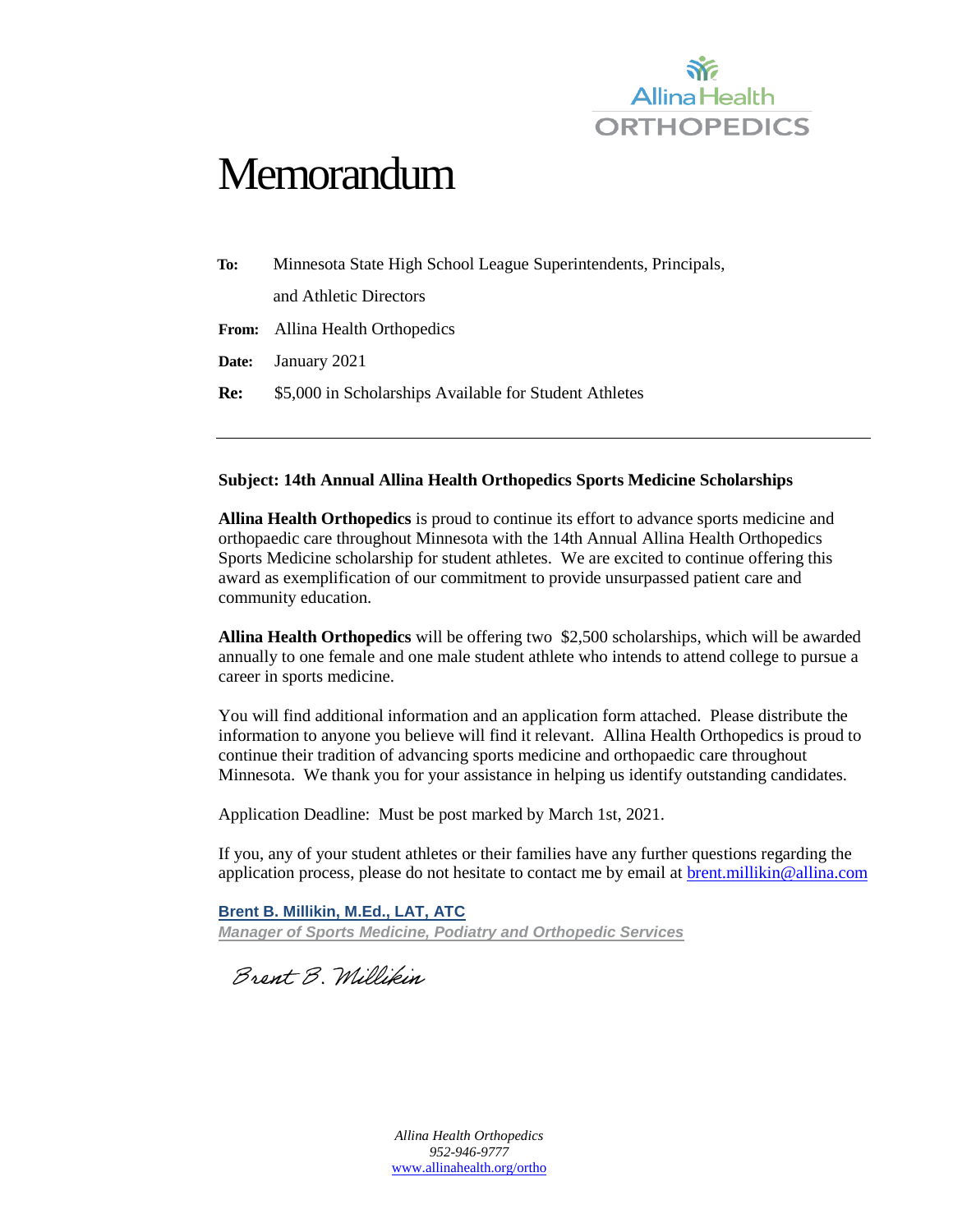Allina Health
ORTHOPEDICS

# Memorandum

**To:** Minnesota State High School League Superintendents, Principals, and Athletic Directors

**From:** Allina Health Orthopedics

**Date:** January 2021

**Re:** $5,000 in Scholarships Available for Student Athletes

---

**Subject: 14th Annual Allina Health Orthopedics Sports Medicine Scholarships**

**Allina Health Orthopedics** is proud to continue its effort to advance sports medicine and orthopaedic care throughout Minnesota with the 14th Annual Allina Health Orthopedics Sports Medicine scholarship for student athletes. We are excited to continue offering this award as exemplification of our commitment to provide unsurpassed patient care and community education.

**Allina Health Orthopedics** will be offering two $2,500 scholarships, which will be awarded annually to one female and one male student athlete who intends to attend college to pursue a career in sports medicine.

You will find additional information and an application form attached. Please distribute the information to anyone you believe will find it relevant. Allina Health Orthopedics is proud to continue their tradition of advancing sports medicine and orthopaedic care throughout Minnesota. We thank you for your assistance in helping us identify outstanding candidates.

Application Deadline: Must be post marked by March 1st, 2021.

If you, any of your student athletes or their families have any further questions regarding the application process, please do not hesitate to contact me by email at brent.millikin@allina.com

**Brent B. Millikin, M.Ed., LAT, ATC**
***Manager of Sports Medicine, Podiatry and Orthopedic Services***

*Brent B. Millikin*

*Allina Health Orthopedics*
*952-946-9777*
www.allinahealth.org/ortho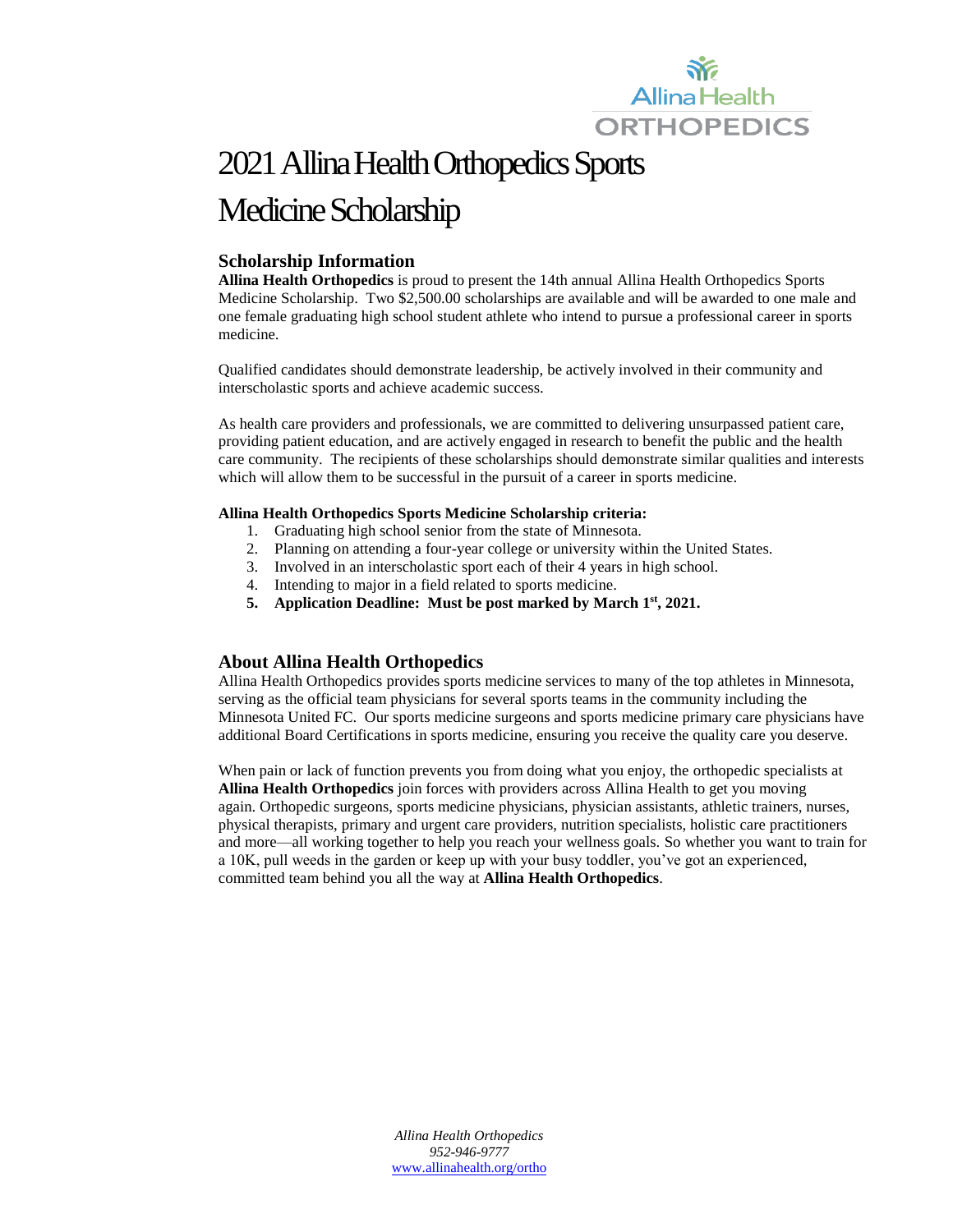# 2021 Allina Health Orthopedics Sports Medicine Scholarship

## Scholarship Information

**Allina Health Orthopedics** is proud to present the 14th annual Allina Health Orthopedics Sports Medicine Scholarship. Two $2,500.00 scholarships are available and will be awarded to one male and one female graduating high school student athlete who intend to pursue a professional career in sports medicine.

Qualified candidates should demonstrate leadership, be actively involved in their community and interscholastic sports and achieve academic success.

As health care providers and professionals, we are committed to delivering unsurpassed patient care, providing patient education, and are actively engaged in research to benefit the public and the health care community. The recipients of these scholarships should demonstrate similar qualities and interests which will allow them to be successful in the pursuit of a career in sports medicine.

**Allina Health Orthopedics Sports Medicine Scholarship criteria:**

1. Graduating high school senior from the state of Minnesota.
2. Planning on attending a four-year college or university within the United States.
3. Involved in an interscholastic sport each of their 4 years in high school.
4. Intending to major in a field related to sports medicine.
5. **Application Deadline: Must be post marked by March 1st, 2021.**

## About Allina Health Orthopedics

Allina Health Orthopedics provides sports medicine services to many of the top athletes in Minnesota, serving as the official team physicians for several sports teams in the community including the Minnesota United FC. Our sports medicine surgeons and sports medicine primary care physicians have additional Board Certifications in sports medicine, ensuring you receive the quality care you deserve.

When pain or lack of function prevents you from doing what you enjoy, the orthopedic specialists at **Allina Health Orthopedics** join forces with providers across Allina Health to get you moving again. Orthopedic surgeons, sports medicine physicians, physician assistants, athletic trainers, nurses, physical therapists, primary and urgent care providers, nutrition specialists, holistic care practitioners and more—all working together to help you reach your wellness goals. So whether you want to train for a 10K, pull weeds in the garden or keep up with your busy toddler, you've got an experienced, committed team behind you all the way at **Allina Health Orthopedics**.

*Allina Health Orthopedics*
*952-946-9777*
[www.allinahealth.org/ortho](http://www.allinahealth.org/ortho)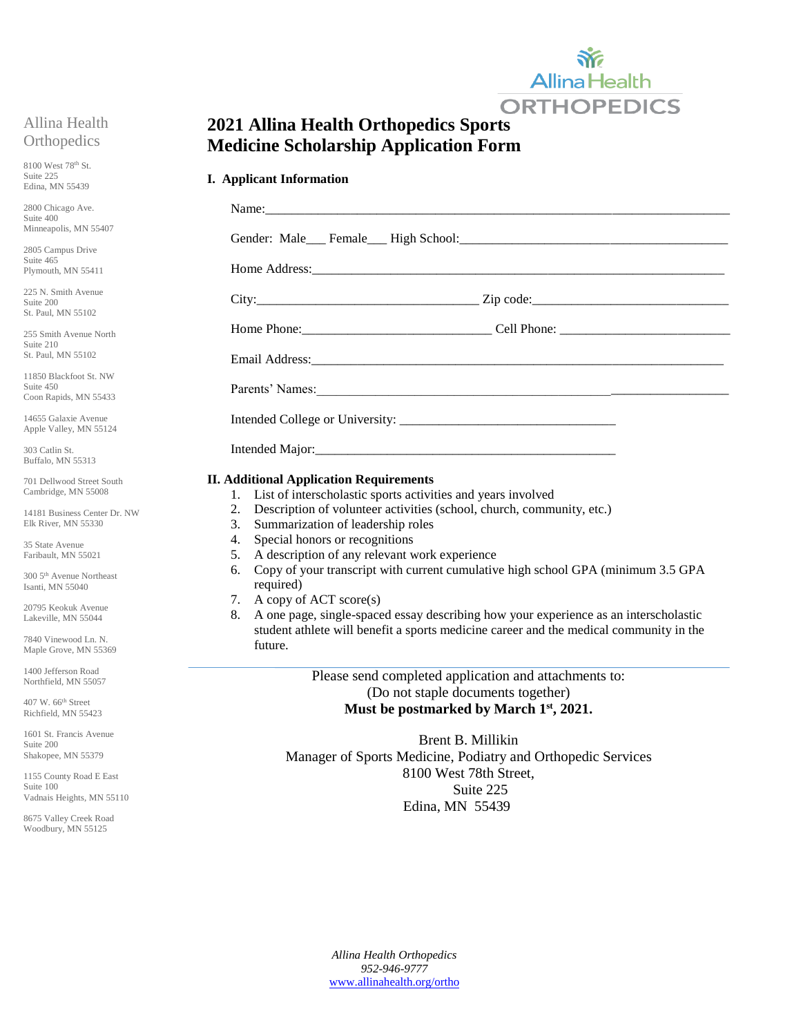Allina Health Orthopedics

8100 West 78th St.
Suite 225
Edina, MN 55439

2800 Chicago Ave.
Suite 400
Minneapolis, MN 55407

2805 Campus Drive
Suite 465
Plymouth, MN 55411

225 N. Smith Avenue
Suite 200
St. Paul, MN 55102

255 Smith Avenue North
Suite 210
St. Paul, MN 55102

11850 Blackfoot St. NW
Suite 450
Coon Rapids, MN 55433

14655 Galaxie Avenue
Apple Valley, MN 55124

303 Catlin St.
Buffalo, MN 55313

701 Dellwood Street South
Cambridge, MN 55008

14181 Business Center Dr. NW
Elk River, MN 55330

35 State Avenue
Faribault, MN 55021

300 5th Avenue Northeast
Isanti, MN 55040

20795 Keokuk Avenue
Lakeville, MN 55044

7840 Vinewood Ln. N.
Maple Grove, MN 55369

1400 Jefferson Road
Northfield, MN 55057

407 W. 66th Street
Richfield, MN 55423

1601 St. Francis Avenue
Suite 200
Shakopee, MN 55379

1155 County Road E East
Suite 100
Vadnais Heights, MN 55110

8675 Valley Creek Road
Woodbury, MN 55125

Allina Health ORTHOPEDICS

# 2021 Allina Health Orthopedics Sports Medicine Scholarship Application Form

## I. Applicant Information

Name:______________________________________________________________

Gender: Male___ Female___ High School:_______________________________________

Home Address:_______________________________________________________

City:_________________________________ Zip code:____________________________

Home Phone:____________________________ Cell Phone: _________________________

Email Address:_______________________________________________________

Parents' Names:______________________________________________________

Intended College or University: _________________________________

Intended Major:_____________________________________________

## II. Additional Application Requirements

1. List of interscholastic sports activities and years involved
2. Description of volunteer activities (school, church, community, etc.)
3. Summarization of leadership roles
4. Special honors or recognitions
5. A description of any relevant work experience
6. Copy of your transcript with current cumulative high school GPA (minimum 3.5 GPA required)
7. A copy of ACT score(s)
8. A one page, single-spaced essay describing how your experience as an interscholastic student athlete will benefit a sports medicine career and the medical community in the future.

---

Please send completed application and attachments to:
(Do not staple documents together)
**Must be postmarked by March 1st, 2021.**

Brent B. Millikin
Manager of Sports Medicine, Podiatry and Orthopedic Services
8100 West 78th Street,
Suite 225
Edina, MN 55439

*Allina Health Orthopedics*
*952-946-9777*
www.allinahealth.org/ortho